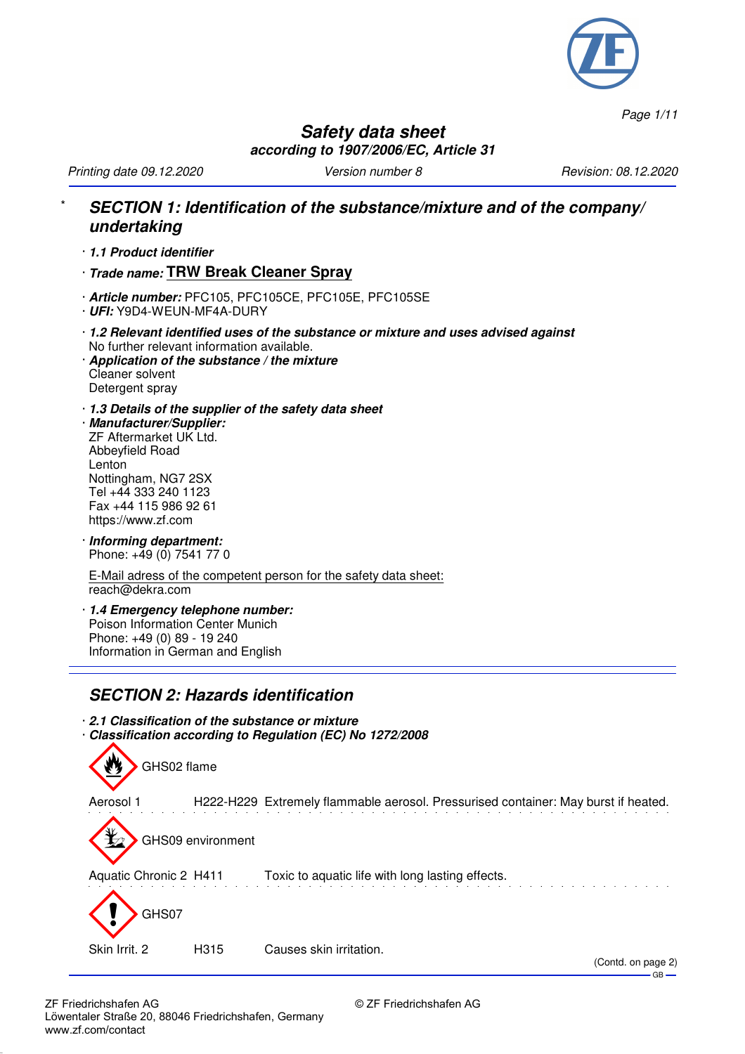# Safety data sheet

**according to 1907/2006/EC, Article 31**

*Printing date 09.12.2020* | *Version number 8* | *Revision: 08.12.2020*

## * SECTION 1: Identification of the substance/mixture and of the company/ undertaking

· ***1.1 Product identifier***

· ***Trade name:*** **TRW Break Cleaner Spray**

· ***Article number:*** PFC105, PFC105CE, PFC105E, PFC105SE
· ***UFI:*** Y9D4-WEUN-MF4A-DURY

· ***1.2 Relevant identified uses of the substance or mixture and uses advised against***
No further relevant information available.
· ***Application of the substance / the mixture***
Cleaner solvent
Detergent spray

· ***1.3 Details of the supplier of the safety data sheet***
· ***Manufacturer/Supplier:***
ZF Aftermarket UK Ltd.
Abbeyfield Road
Lenton
Nottingham, NG7 2SX
Tel +44 333 240 1123
Fax +44 115 986 92 61
https://www.zf.com

· ***Informing department:***
Phone: +49 (0) 7541 77 0

E-Mail adress of the competent person for the safety data sheet:
reach@dekra.com

· ***1.4 Emergency telephone number:***
Poison Information Center Munich
Phone: +49 (0) 89 - 19 240
Information in German and English

## SECTION 2: Hazards identification

· ***2.1 Classification of the substance or mixture***
· ***Classification according to Regulation (EC) No 1272/2008***

GHS02 flame

Aerosol 1 H222-H229 Extremely flammable aerosol. Pressurised container: May burst if heated.

GHS09 environment

Aquatic Chronic 2 H411 Toxic to aquatic life with long lasting effects.

GHS07

Skin Irrit. 2 H315 Causes skin irritation.

(Contd. on page 2)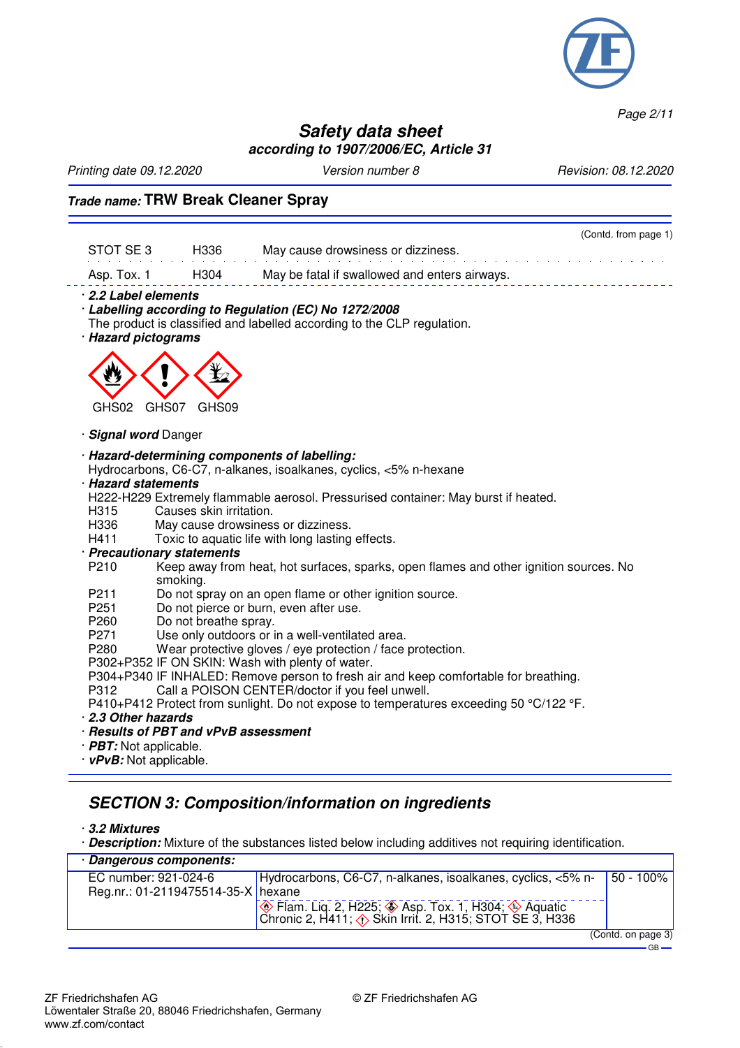**Trade name: TRW Break Cleaner Spray**

(Contd. from page 1)

| | | |
|---|---|---|
| STOT SE 3 | H336 | May cause drowsiness or dizziness. |
| Asp. Tox. 1 | H304 | May be fatal if swallowed and enters airways. |

· ***2.2 Label elements***

· ***Labelling according to Regulation (EC) No 1272/2008***

The product is classified and labelled according to the CLP regulation.

· ***Hazard pictograms***

GHS02 GHS07 GHS09

· ***Signal word*** Danger

· ***Hazard-determining components of labelling:***

Hydrocarbons, C6-C7, n-alkanes, isoalkanes, cyclics, <5% n-hexane

· ***Hazard statements***

H222-H229 Extremely flammable aerosol. Pressurised container: May burst if heated.
H315 Causes skin irritation.
H336 May cause drowsiness or dizziness.
H411 Toxic to aquatic life with long lasting effects.

· ***Precautionary statements***

P210 Keep away from heat, hot surfaces, sparks, open flames and other ignition sources. No smoking.
P211 Do not spray on an open flame or other ignition source.
P251 Do not pierce or burn, even after use.
P260 Do not breathe spray.
P271 Use only outdoors or in a well-ventilated area.
P280 Wear protective gloves / eye protection / face protection.
P302+P352 IF ON SKIN: Wash with plenty of water.
P304+P340 IF INHALED: Remove person to fresh air and keep comfortable for breathing.
P312 Call a POISON CENTER/doctor if you feel unwell.
P410+P412 Protect from sunlight. Do not expose to temperatures exceeding 50 °C/122 °F.

· ***2.3 Other hazards***

· ***Results of PBT and vPvB assessment***

· ***PBT:*** Not applicable.

· ***vPvB:*** Not applicable.

## SECTION 3: Composition/information on ingredients

· ***3.2 Mixtures***

· ***Description:*** Mixture of the substances listed below including additives not requiring identification.

| · ***Dangerous components:*** | | |
|---|---|---|
| EC number: 921-024-6<br>Reg.nr.: 01-2119475514-35-X | Hydrocarbons, C6-C7, n-alkanes, isoalkanes, cyclics, <5% n-hexane<br>Flam. Liq. 2, H225; Asp. Tox. 1, H304; Aquatic Chronic 2, H411; Skin Irrit. 2, H315; STOT SE 3, H336 | 50 - 100% |

(Contd. on page 3)

ZF Friedrichshafen AG
Löwentaler Straße 20, 88046 Friedrichshafen, Germany
www.zf.com/contact

© ZF Friedrichshafen AG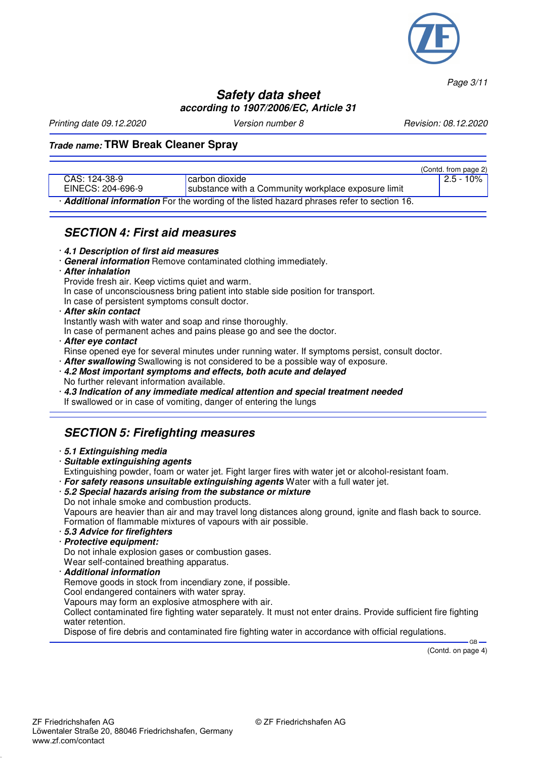(Contd. from page 2)

| CAS: 124-38-9<br>EINECS: 204-696-9 | carbon dioxide<br>substance with a Community workplace exposure limit | 2.5 - 10% |
|---|---|---|

· ***Additional information*** For the wording of the listed hazard phrases refer to section 16.

## SECTION 4: First aid measures

· ***4.1 Description of first aid measures***
· ***General information*** Remove contaminated clothing immediately.
· ***After inhalation***
Provide fresh air. Keep victims quiet and warm.
In case of unconsciousness bring patient into stable side position for transport.
In case of persistent symptoms consult doctor.
· ***After skin contact***
Instantly wash with water and soap and rinse thoroughly.
In case of permanent aches and pains please go and see the doctor.
· ***After eye contact***
Rinse opened eye for several minutes under running water. If symptoms persist, consult doctor.
· ***After swallowing*** Swallowing is not considered to be a possible way of exposure.
· ***4.2 Most important symptoms and effects, both acute and delayed***
No further relevant information available.
· ***4.3 Indication of any immediate medical attention and special treatment needed***
If swallowed or in case of vomiting, danger of entering the lungs

## SECTION 5: Firefighting measures

· ***5.1 Extinguishing media***
· ***Suitable extinguishing agents***
Extinguishing powder, foam or water jet. Fight larger fires with water jet or alcohol-resistant foam.
· ***For safety reasons unsuitable extinguishing agents*** Water with a full water jet.
· ***5.2 Special hazards arising from the substance or mixture***
Do not inhale smoke and combustion products.
Vapours are heavier than air and may travel long distances along ground, ignite and flash back to source.
Formation of flammable mixtures of vapours with air possible.
· ***5.3 Advice for firefighters***
· ***Protective equipment:***
Do not inhale explosion gases or combustion gases.
Wear self-contained breathing apparatus.
· ***Additional information***
Remove goods in stock from incendiary zone, if possible.
Cool endangered containers with water spray.
Vapours may form an explosive atmosphere with air.
Collect contaminated fire fighting water separately. It must not enter drains. Provide sufficient fire fighting water retention.
Dispose of fire debris and contaminated fire fighting water in accordance with official regulations.

(Contd. on page 4)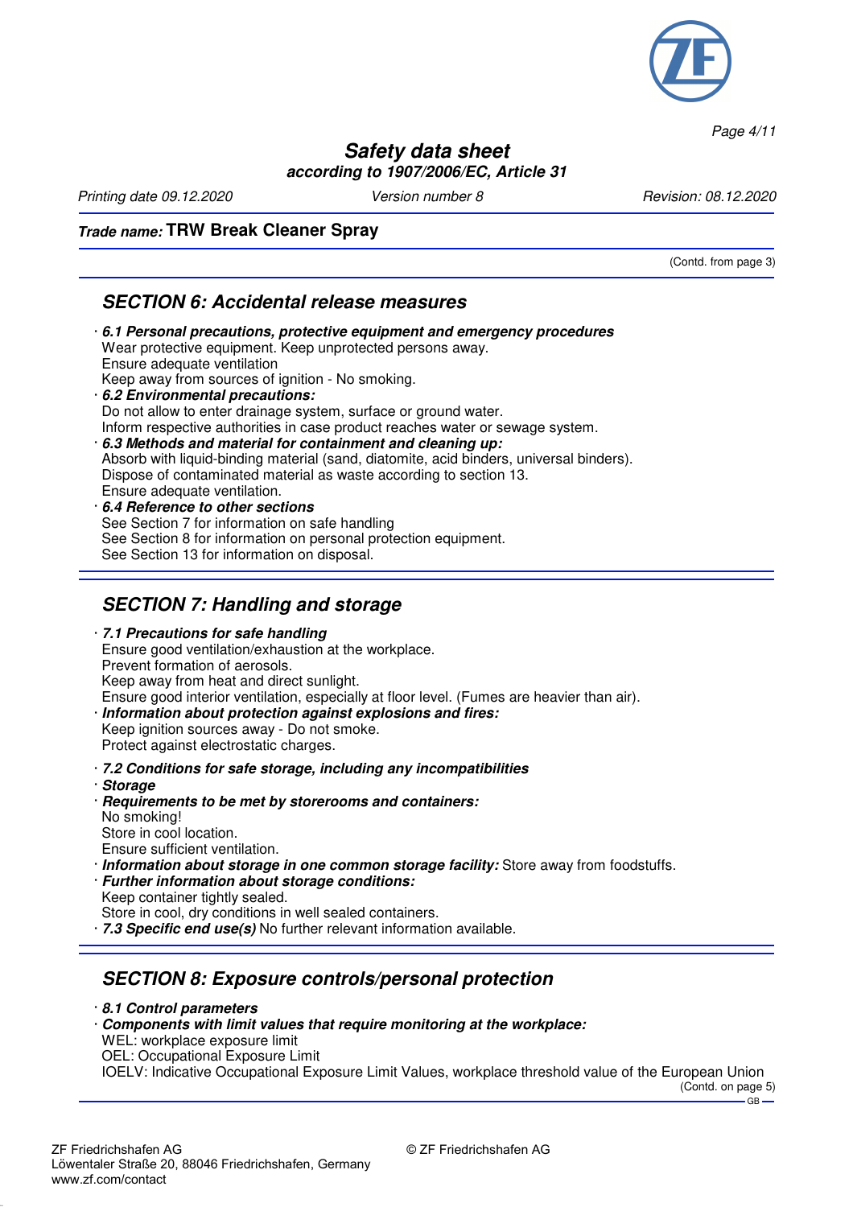(Contd. from page 3)

## SECTION 6: Accidental release measures

· ***6.1 Personal precautions, protective equipment and emergency procedures***
Wear protective equipment. Keep unprotected persons away.
Ensure adequate ventilation
Keep away from sources of ignition - No smoking.

· ***6.2 Environmental precautions:***
Do not allow to enter drainage system, surface or ground water.
Inform respective authorities in case product reaches water or sewage system.

· ***6.3 Methods and material for containment and cleaning up:***
Absorb with liquid-binding material (sand, diatomite, acid binders, universal binders).
Dispose of contaminated material as waste according to section 13.
Ensure adequate ventilation.

· ***6.4 Reference to other sections***
See Section 7 for information on safe handling
See Section 8 for information on personal protection equipment.
See Section 13 for information on disposal.

## SECTION 7: Handling and storage

· ***7.1 Precautions for safe handling***
Ensure good ventilation/exhaustion at the workplace.
Prevent formation of aerosols.
Keep away from heat and direct sunlight.
Ensure good interior ventilation, especially at floor level. (Fumes are heavier than air).

· ***Information about protection against explosions and fires:***
Keep ignition sources away - Do not smoke.
Protect against electrostatic charges.

· ***7.2 Conditions for safe storage, including any incompatibilities***

· ***Storage***

· ***Requirements to be met by storerooms and containers:***
No smoking!
Store in cool location.
Ensure sufficient ventilation.

· ***Information about storage in one common storage facility:*** Store away from foodstuffs.

· ***Further information about storage conditions:***
Keep container tightly sealed.
Store in cool, dry conditions in well sealed containers.

· ***7.3 Specific end use(s)*** No further relevant information available.

## SECTION 8: Exposure controls/personal protection

· ***8.1 Control parameters***

· ***Components with limit values that require monitoring at the workplace:***
WEL: workplace exposure limit
OEL: Occupational Exposure Limit
IOELV: Indicative Occupational Exposure Limit Values, workplace threshold value of the European Union

(Contd. on page 5)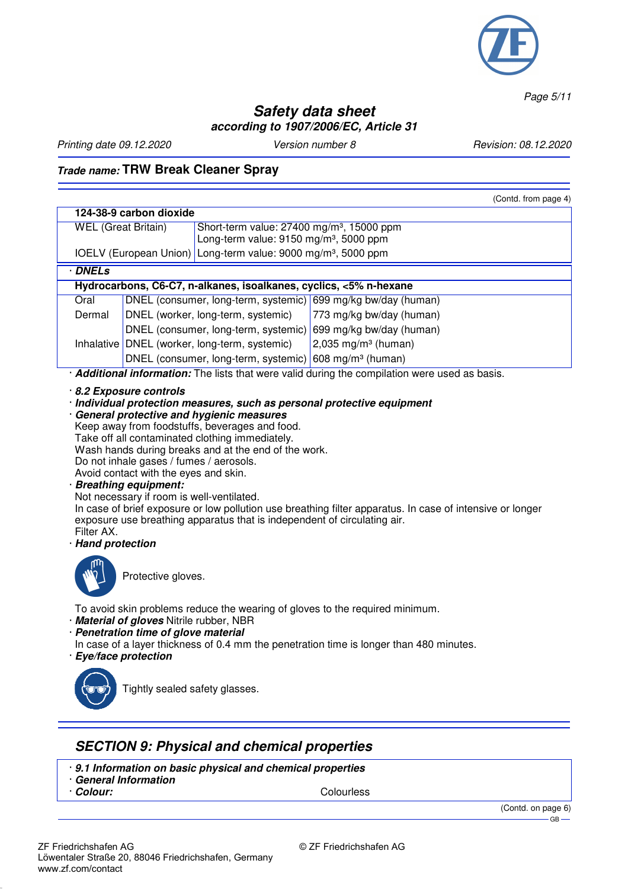(Contd. from page 4)

| 124-38-9 carbon dioxide | |
|---|---|
| WEL (Great Britain) | Short-term value: 27400 mg/m³, 15000 ppm<br>Long-term value: 9150 mg/m³, 5000 ppm |
| IOELV (European Union) | Long-term value: 9000 mg/m³, 5000 ppm |

**· DNELs**

| Hydrocarbons, C6-C7, n-alkanes, isoalkanes, cyclics, <5% n-hexane | | |
|---|---|---|
| Oral | DNEL (consumer, long-term, systemic) | 699 mg/kg bw/day (human) |
| Dermal | DNEL (worker, long-term, systemic) | 773 mg/kg bw/day (human) |
| | DNEL (consumer, long-term, systemic) | 699 mg/kg bw/day (human) |
| Inhalative | DNEL (worker, long-term, systemic) | 2,035 mg/m³ (human) |
| | DNEL (consumer, long-term, systemic) | 608 mg/m³ (human) |

· ***Additional information:*** The lists that were valid during the compilation were used as basis.

· ***8.2 Exposure controls***
· ***Individual protection measures, such as personal protective equipment***
· ***General protective and hygienic measures***
Keep away from foodstuffs, beverages and food.
Take off all contaminated clothing immediately.
Wash hands during breaks and at the end of the work.
Do not inhale gases / fumes / aerosols.
Avoid contact with the eyes and skin.
· ***Breathing equipment:***
Not necessary if room is well-ventilated.
In case of brief exposure or low pollution use breathing filter apparatus. In case of intensive or longer exposure use breathing apparatus that is independent of circulating air.
Filter AX.
· ***Hand protection***

Protective gloves.

To avoid skin problems reduce the wearing of gloves to the required minimum.
· ***Material of gloves*** Nitrile rubber, NBR
· ***Penetration time of glove material***
In case of a layer thickness of 0.4 mm the penetration time is longer than 480 minutes.
· ***Eye/face protection***

Tightly sealed safety glasses.

## *SECTION 9: Physical and chemical properties*

· ***9.1 Information on basic physical and chemical properties***
· ***General Information***
· ***Colour:*** Colourless

(Contd. on page 6)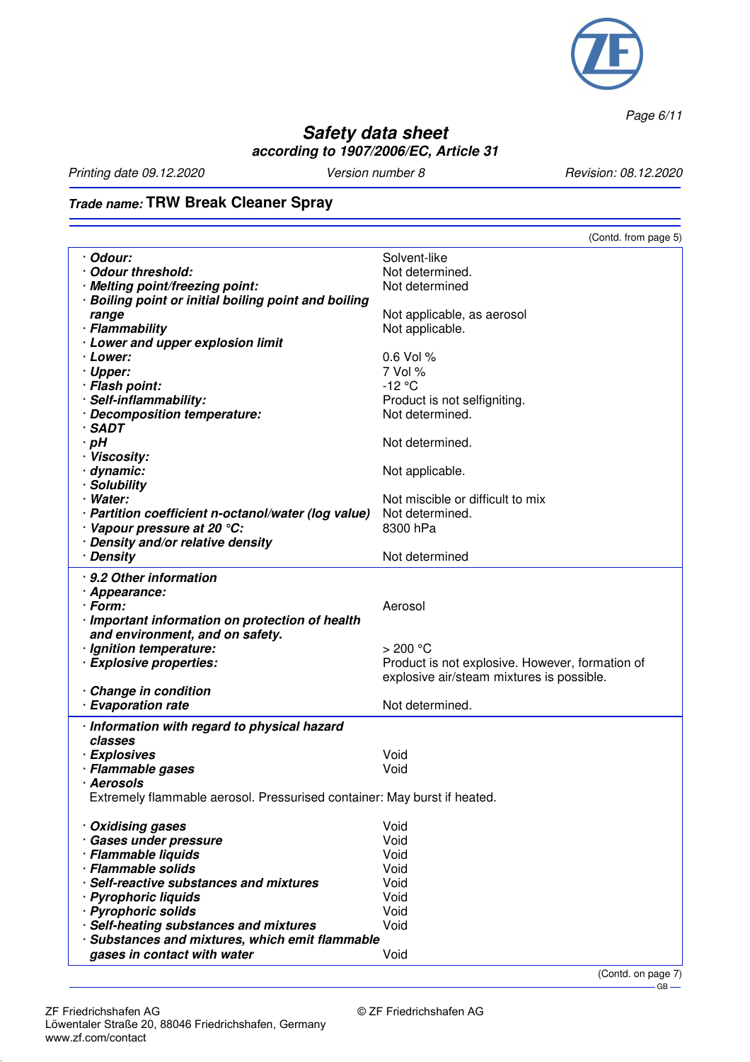**Trade name: TRW Break Cleaner Spray**

(Contd. from page 5)

| | |
|---|---|
| · **Odour:** | Solvent-like |
| · **Odour threshold:** | Not determined. |
| · **Melting point/freezing point:** | Not determined |
| · **Boiling point or initial boiling point and boiling range** | Not applicable, as aerosol |
| · **Flammability** | Not applicable. |
| · **Lower and upper explosion limit** | |
| · **Lower:** | 0.6 Vol % |
| · **Upper:** | 7 Vol % |
| · **Flash point:** | -12 °C |
| · **Self-inflammability:** | Product is not selfigniting. |
| · **Decomposition temperature:** | Not determined. |
| · **SADT** | |
| · **pH** | Not determined. |
| · **Viscosity:** | |
| · **dynamic:** | Not applicable. |
| · **Solubility** | |
| · **Water:** | Not miscible or difficult to mix |
| · **Partition coefficient n-octanol/water (log value)** | Not determined. |
| · **Vapour pressure at 20 °C:** | 8300 hPa |
| · **Density and/or relative density** | |
| · **Density** | Not determined |

· **9.2 Other information**

| | |
|---|---|
| · **Appearance:** | |
| · **Form:** | Aerosol |
| · **Important information on protection of health and environment, and on safety.** | |
| · **Ignition temperature:** | > 200 °C |
| · **Explosive properties:** | Product is not explosive. However, formation of explosive air/steam mixtures is possible. |
| · **Change in condition** | |
| · **Evaporation rate** | Not determined. |

· **Information with regard to physical hazard classes**

| | |
|---|---|
| · **Explosives** | Void |
| · **Flammable gases** | Void |

· **Aerosols**

Extremely flammable aerosol. Pressurised container: May burst if heated.

| | |
|---|---|
| · **Oxidising gases** | Void |
| · **Gases under pressure** | Void |
| · **Flammable liquids** | Void |
| · **Flammable solids** | Void |
| · **Self-reactive substances and mixtures** | Void |
| · **Pyrophoric liquids** | Void |
| · **Pyrophoric solids** | Void |
| · **Self-heating substances and mixtures** | Void |
| · **Substances and mixtures, which emit flammable gases in contact with water** | Void |

(Contd. on page 7)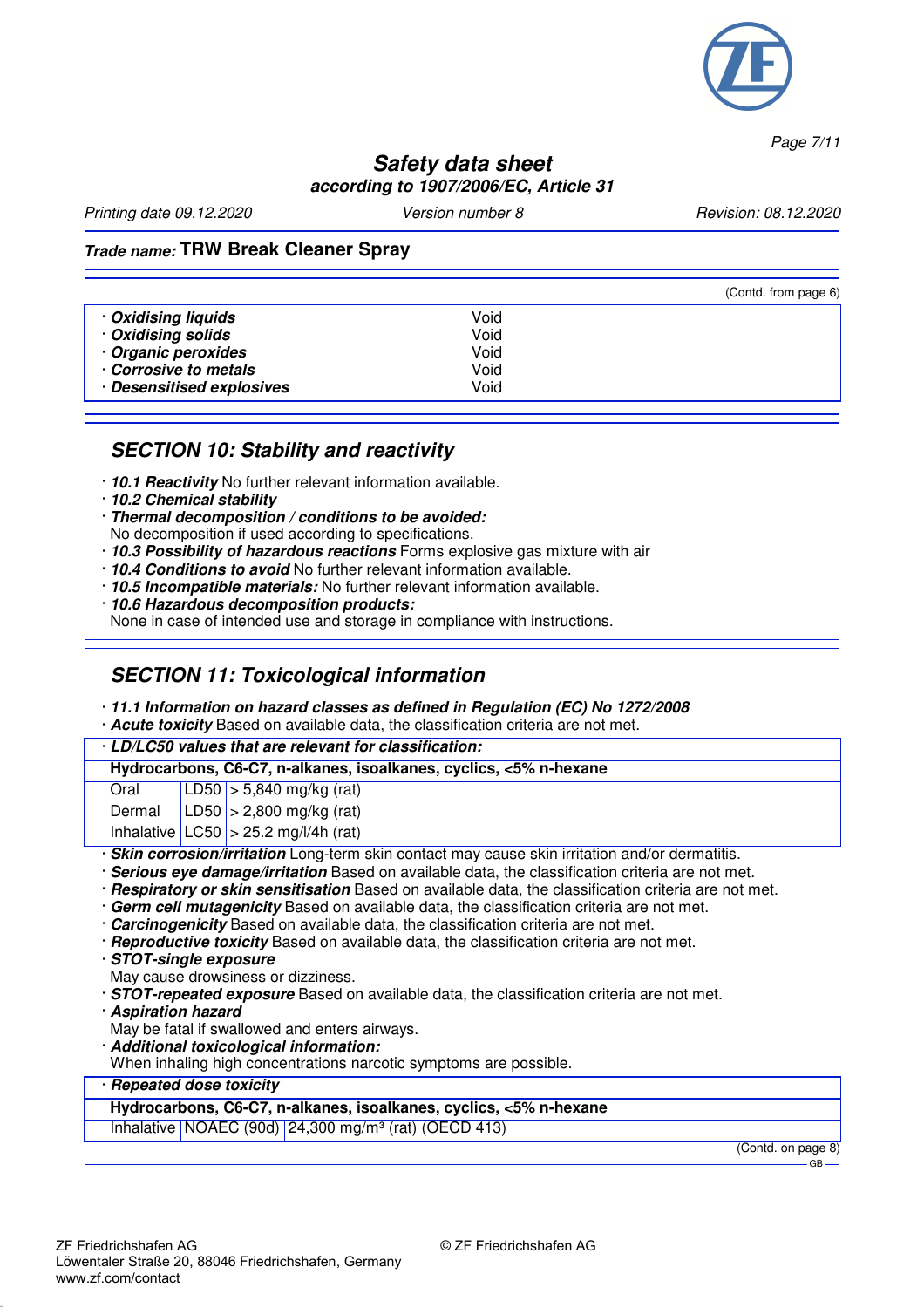(Contd. from page 6)

| | |
|---|---|
| · ***Oxidising liquids*** | Void |
| · ***Oxidising solids*** | Void |
| · ***Organic peroxides*** | Void |
| · ***Corrosive to metals*** | Void |
| · ***Desensitised explosives*** | Void |

## *SECTION 10: Stability and reactivity*

- · ***10.1 Reactivity*** No further relevant information available.
- · ***10.2 Chemical stability***
- · ***Thermal decomposition / conditions to be avoided:***
  No decomposition if used according to specifications.
- · ***10.3 Possibility of hazardous reactions*** Forms explosive gas mixture with air
- · ***10.4 Conditions to avoid*** No further relevant information available.
- · ***10.5 Incompatible materials:*** No further relevant information available.
- · ***10.6 Hazardous decomposition products:***
  None in case of intended use and storage in compliance with instructions.

## *SECTION 11: Toxicological information*

- · ***11.1 Information on hazard classes as defined in Regulation (EC) No 1272/2008***
- · ***Acute toxicity*** Based on available data, the classification criteria are not met.

· ***LD/LC50 values that are relevant for classification:***

| **Hydrocarbons, C6-C7, n-alkanes, isoalkanes, cyclics, <5% n-hexane** | | |
|---|---|---|
| Oral | LD50 | > 5,840 mg/kg (rat) |
| Dermal | LD50 | > 2,800 mg/kg (rat) |
| Inhalative | LC50 | > 25.2 mg/l/4h (rat) |

- · ***Skin corrosion/irritation*** Long-term skin contact may cause skin irritation and/or dermatitis.
- · ***Serious eye damage/irritation*** Based on available data, the classification criteria are not met.
- · ***Respiratory or skin sensitisation*** Based on available data, the classification criteria are not met.
- · ***Germ cell mutagenicity*** Based on available data, the classification criteria are not met.
- · ***Carcinogenicity*** Based on available data, the classification criteria are not met.
- · ***Reproductive toxicity*** Based on available data, the classification criteria are not met.
- · ***STOT-single exposure***
  May cause drowsiness or dizziness.
- · ***STOT-repeated exposure*** Based on available data, the classification criteria are not met.
- · ***Aspiration hazard***
  May be fatal if swallowed and enters airways.
- · ***Additional toxicological information:***
  When inhaling high concentrations narcotic symptoms are possible.

· ***Repeated dose toxicity***

| **Hydrocarbons, C6-C7, n-alkanes, isoalkanes, cyclics, <5% n-hexane** | | |
|---|---|---|
| Inhalative | NOAEC (90d) | 24,300 mg/m³ (rat) (OECD 413) |

(Contd. on page 8)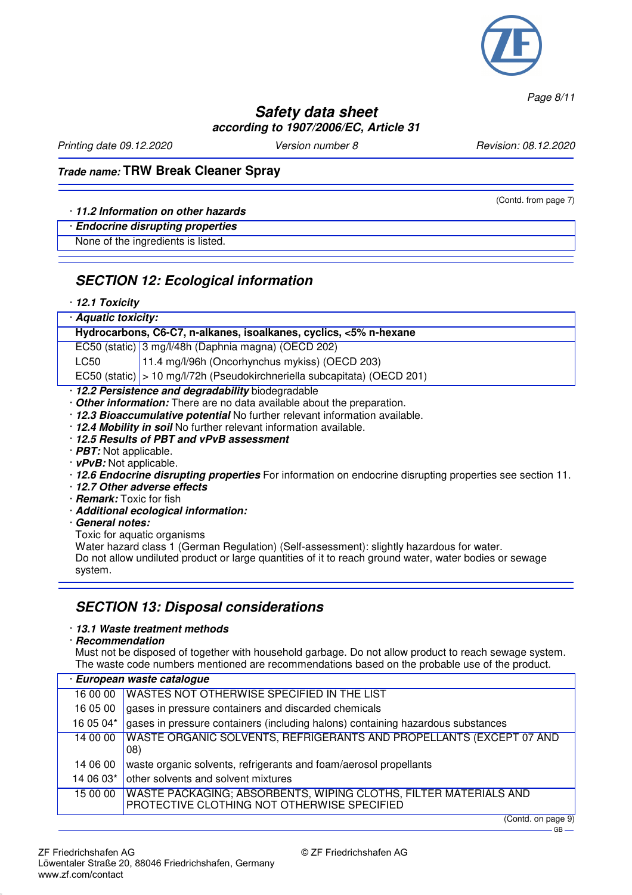(Contd. from page 7)

· **11.2 Information on other hazards**

· **Endocrine disrupting properties**

None of the ingredients is listed.

## SECTION 12: Ecological information

· **12.1 Toxicity**

· **Aquatic toxicity:**

| Hydrocarbons, C6-C7, n-alkanes, isoalkanes, cyclics, <5% n-hexane | |
|---|---|
| EC50 (static) | 3 mg/l/48h (Daphnia magna) (OECD 202) |
| LC50 | 11.4 mg/l/96h (Oncorhynchus mykiss) (OECD 203) |
| EC50 (static) | > 10 mg/l/72h (Pseudokirchneriella subcapitata) (OECD 201) |

· **12.2 Persistence and degradability** biodegradable

· **Other information:** There are no data available about the preparation.

· **12.3 Bioaccumulative potential** No further relevant information available.

· **12.4 Mobility in soil** No further relevant information available.

· **12.5 Results of PBT and vPvB assessment**

· **PBT:** Not applicable.

· **vPvB:** Not applicable.

· **12.6 Endocrine disrupting properties** For information on endocrine disrupting properties see section 11.

· **12.7 Other adverse effects**

· **Remark:** Toxic for fish

· **Additional ecological information:**

· **General notes:**

Toxic for aquatic organisms

Water hazard class 1 (German Regulation) (Self-assessment): slightly hazardous for water.

Do not allow undiluted product or large quantities of it to reach ground water, water bodies or sewage system.

## SECTION 13: Disposal considerations

· **13.1 Waste treatment methods**

· **Recommendation**

Must not be disposed of together with household garbage. Do not allow product to reach sewage system.

The waste code numbers mentioned are recommendations based on the probable use of the product.

| · European waste catalogue | |
|---|---|
| 16 00 00 | WASTES NOT OTHERWISE SPECIFIED IN THE LIST |
| 16 05 00 | gases in pressure containers and discarded chemicals |
| 16 05 04* | gases in pressure containers (including halons) containing hazardous substances |
| 14 00 00 | WASTE ORGANIC SOLVENTS, REFRIGERANTS AND PROPELLANTS (EXCEPT 07 AND 08) |
| 14 06 00 | waste organic solvents, refrigerants and foam/aerosol propellants |
| 14 06 03* | other solvents and solvent mixtures |
| 15 00 00 | WASTE PACKAGING; ABSORBENTS, WIPING CLOTHS, FILTER MATERIALS AND PROTECTIVE CLOTHING NOT OTHERWISE SPECIFIED |

(Contd. on page 9)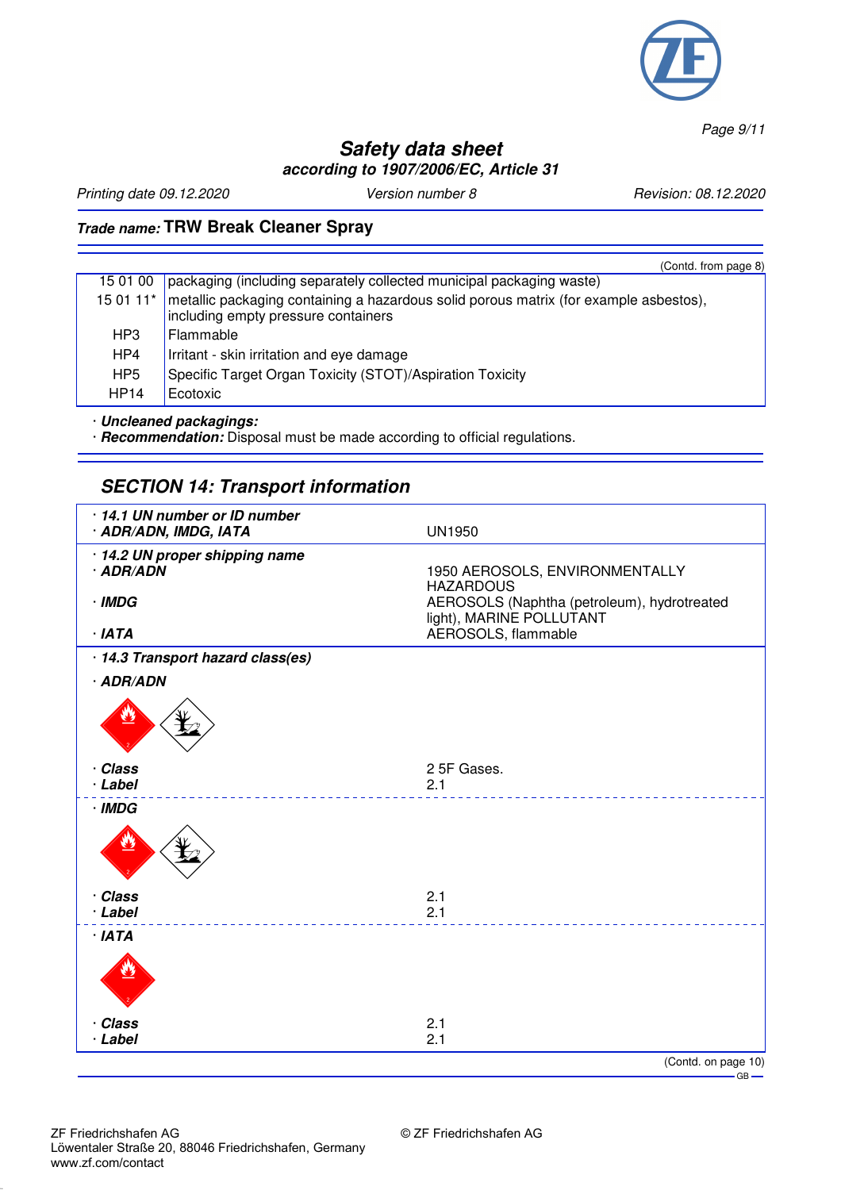**Safety data sheet**
**according to 1907/2006/EC, Article 31**

Printing date 09.12.2020 | Version number 8 | Revision: 08.12.2020

**Trade name: TRW Break Cleaner Spray**

(Contd. from page 8)

| | |
|---|---|
| 15 01 00 | packaging (including separately collected municipal packaging waste) |
| 15 01 11* | metallic packaging containing a hazardous solid porous matrix (for example asbestos), including empty pressure containers |
| HP3 | Flammable |
| HP4 | Irritant - skin irritation and eye damage |
| HP5 | Specific Target Organ Toxicity (STOT)/Aspiration Toxicity |
| HP14 | Ecotoxic |

· ***Uncleaned packagings:***
· ***Recommendation:*** Disposal must be made according to official regulations.

## SECTION 14: Transport information

· ***14.1 UN number or ID number***
· ***ADR/ADN, IMDG, IATA*** — UN1950

· ***14.2 UN proper shipping name***
· ***ADR/ADN*** — 1950 AEROSOLS, ENVIRONMENTALLY HAZARDOUS
· ***IMDG*** — AEROSOLS (Naphtha (petroleum), hydrotreated light), MARINE POLLUTANT
· ***IATA*** — AEROSOLS, flammable

· ***14.3 Transport hazard class(es)***

· ***ADR/ADN***
· ***Class*** — 2 5F Gases.
· ***Label*** — 2.1

· ***IMDG***
· ***Class*** — 2.1
· ***Label*** — 2.1

· ***IATA***
· ***Class*** — 2.1
· ***Label*** — 2.1

(Contd. on page 10)

ZF Friedrichshafen AG
Löwentaler Straße 20, 88046 Friedrichshafen, Germany
www.zf.com/contact

© ZF Friedrichshafen AG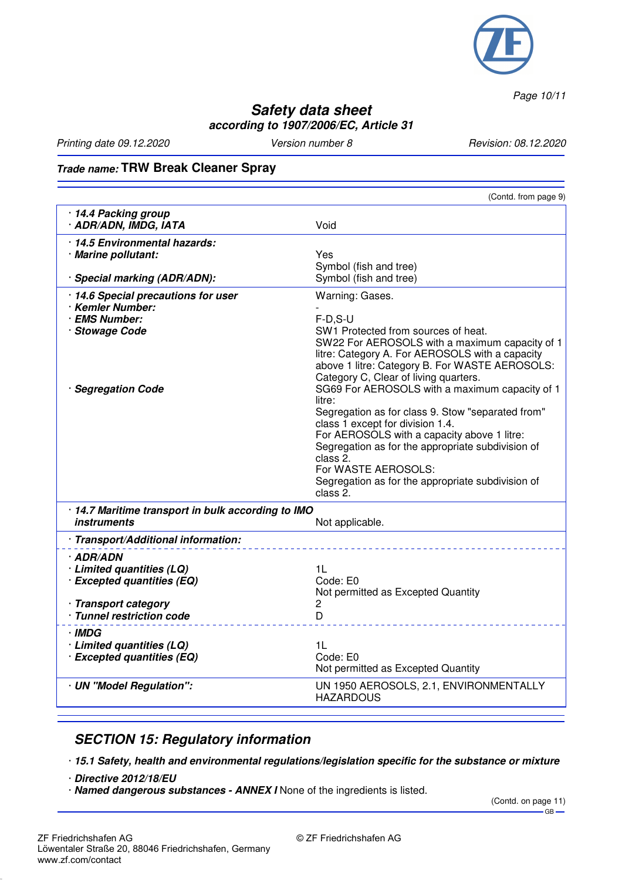(Contd. from page 9)

| | |
|---|---|
| · **14.4 Packing group** | |
| · **ADR/ADN, IMDG, IATA** | Void |
| · **14.5 Environmental hazards:** | |
| · **Marine pollutant:** | Yes |
| | Symbol (fish and tree) |
| · **Special marking (ADR/ADN):** | Symbol (fish and tree) |
| · **14.6 Special precautions for user** | Warning: Gases. |
| · **Kemler Number:** | - |
| · **EMS Number:** | F-D,S-U |
| · **Stowage Code** | SW1 Protected from sources of heat. SW22 For AEROSOLS with a maximum capacity of 1 litre: Category A. For AEROSOLS with a capacity above 1 litre: Category B. For WASTE AEROSOLS: Category C, Clear of living quarters. |
| · **Segregation Code** | SG69 For AEROSOLS with a maximum capacity of 1 litre: Segregation as for class 9. Stow "separated from" class 1 except for division 1.4. For AEROSOLS with a capacity above 1 litre: Segregation as for the appropriate subdivision of class 2. For WASTE AEROSOLS: Segregation as for the appropriate subdivision of class 2. |
| · **14.7 Maritime transport in bulk according to IMO instruments** | Not applicable. |
| · **Transport/Additional information:** | |
| · **ADR/ADN** | |
| · **Limited quantities (LQ)** | 1L |
| · **Excepted quantities (EQ)** | Code: E0 |
| | Not permitted as Excepted Quantity |
| · **Transport category** | 2 |
| · **Tunnel restriction code** | D |
| · **IMDG** | |
| · **Limited quantities (LQ)** | 1L |
| · **Excepted quantities (EQ)** | Code: E0 |
| | Not permitted as Excepted Quantity |
| · **UN "Model Regulation":** | UN 1950 AEROSOLS, 2.1, ENVIRONMENTALLY HAZARDOUS |

## SECTION 15: Regulatory information

· ***15.1 Safety, health and environmental regulations/legislation specific for the substance or mixture***

· ***Directive 2012/18/EU***

· ***Named dangerous substances - ANNEX I*** None of the ingredients is listed.

(Contd. on page 11)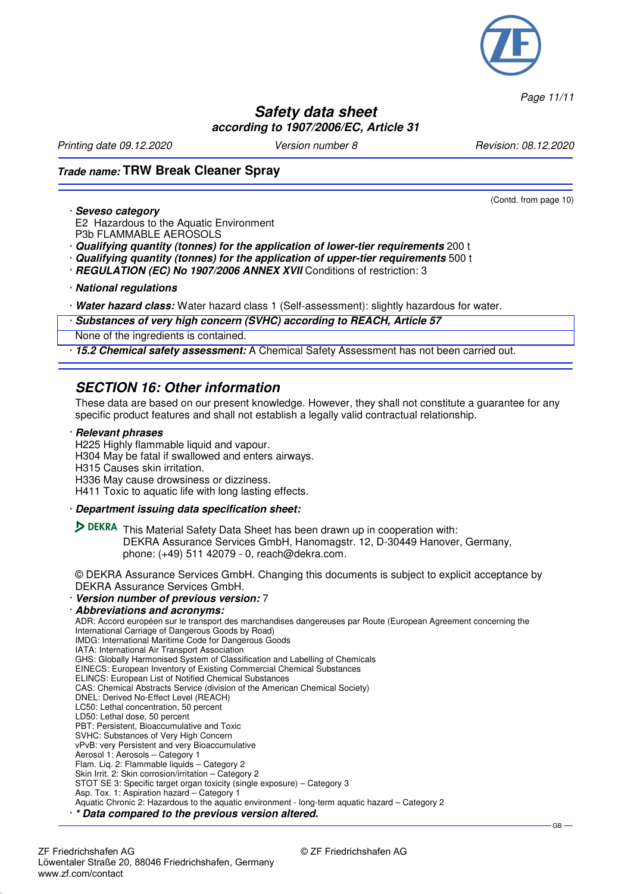(Contd. from page 10)

· **Seveso category**
E2 Hazardous to the Aquatic Environment
P3b FLAMMABLE AEROSOLS
· **Qualifying quantity (tonnes) for the application of lower-tier requirements** 200 t
· **Qualifying quantity (tonnes) for the application of upper-tier requirements** 500 t
· **REGULATION (EC) No 1907/2006 ANNEX XVII** Conditions of restriction: 3

· **National regulations**

· **Water hazard class:** Water hazard class 1 (Self-assessment): slightly hazardous for water.
· **Substances of very high concern (SVHC) according to REACH, Article 57**
None of the ingredients is contained.
· **15.2 Chemical safety assessment:** A Chemical Safety Assessment has not been carried out.

## SECTION 16: Other information

These data are based on our present knowledge. However, they shall not constitute a guarantee for any specific product features and shall not establish a legally valid contractual relationship.

· **Relevant phrases**
H225 Highly flammable liquid and vapour.
H304 May be fatal if swallowed and enters airways.
H315 Causes skin irritation.
H336 May cause drowsiness or dizziness.
H411 Toxic to aquatic life with long lasting effects.

· **Department issuing data specification sheet:**

DEKRA This Material Safety Data Sheet has been drawn up in cooperation with:
DEKRA Assurance Services GmbH, Hanomagstr. 12, D-30449 Hanover, Germany,
phone: (+49) 511 42079 - 0, reach@dekra.com.

© DEKRA Assurance Services GmbH. Changing this documents is subject to explicit acceptance by DEKRA Assurance Services GmbH.
· **Version number of previous version:** 7
· **Abbreviations and acronyms:**
ADR: Accord européen sur le transport des marchandises dangereuses par Route (European Agreement concerning the International Carriage of Dangerous Goods by Road)
IMDG: International Maritime Code for Dangerous Goods
IATA: International Air Transport Association
GHS: Globally Harmonised System of Classification and Labelling of Chemicals
EINECS: European Inventory of Existing Commercial Chemical Substances
ELINCS: European List of Notified Chemical Substances
CAS: Chemical Abstracts Service (division of the American Chemical Society)
DNEL: Derived No-Effect Level (REACH)
LC50: Lethal concentration, 50 percent
LD50: Lethal dose, 50 percent
PBT: Persistent, Bioaccumulative and Toxic
SVHC: Substances of Very High Concern
vPvB: very Persistent and very Bioaccumulative
Aerosol 1: Aerosols – Category 1
Flam. Liq. 2: Flammable liquids – Category 2
Skin Irrit. 2: Skin corrosion/irritation – Category 2
STOT SE 3: Specific target organ toxicity (single exposure) – Category 3
Asp. Tox. 1: Aspiration hazard – Category 1
Aquatic Chronic 2: Hazardous to the aquatic environment - long-term aquatic hazard – Category 2
· *** Data compared to the previous version altered.**